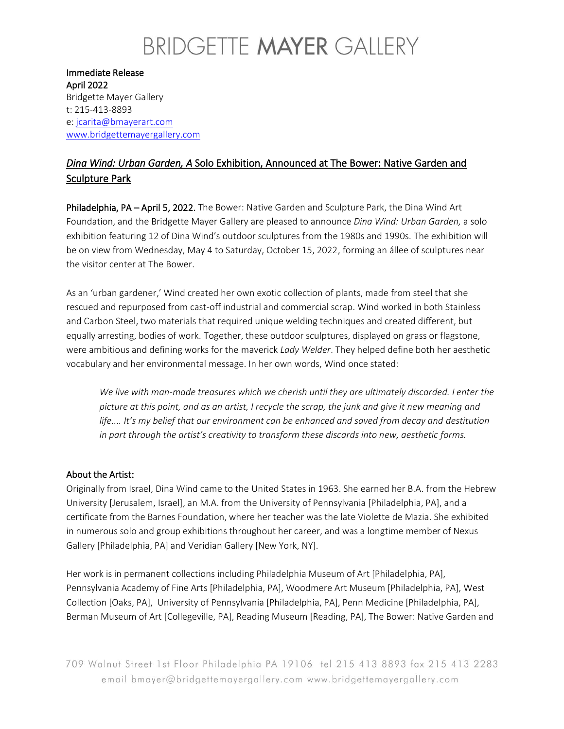# BRIDGETTE **MAYER** GALLERY

**Immediate Release**
**April 2022**
Bridgette Mayer Gallery
t: 215-413-8893
e: jcarita@bmayerart.com
www.bridgettemayergallery.com

## *Dina Wind: Urban Garden, A* Solo Exhibition, Announced at The Bower: Native Garden and Sculpture Park

**Philadelphia, PA – April 5, 2022.** The Bower: Native Garden and Sculpture Park, the Dina Wind Art Foundation, and the Bridgette Mayer Gallery are pleased to announce *Dina Wind: Urban Garden,* a solo exhibition featuring 12 of Dina Wind's outdoor sculptures from the 1980s and 1990s. The exhibition will be on view from Wednesday, May 4 to Saturday, October 15, 2022, forming an állee of sculptures near the visitor center at The Bower.

As an 'urban gardener,' Wind created her own exotic collection of plants, made from steel that she rescued and repurposed from cast-off industrial and commercial scrap. Wind worked in both Stainless and Carbon Steel, two materials that required unique welding techniques and created different, but equally arresting, bodies of work. Together, these outdoor sculptures, displayed on grass or flagstone, were ambitious and defining works for the maverick *Lady Welder*. They helped define both her aesthetic vocabulary and her environmental message. In her own words, Wind once stated:

> *We live with man-made treasures which we cherish until they are ultimately discarded. I enter the picture at this point, and as an artist, I recycle the scrap, the junk and give it new meaning and life.... It's my belief that our environment can be enhanced and saved from decay and destitution in part through the artist's creativity to transform these discards into new, aesthetic forms.*

### About the Artist:

Originally from Israel, Dina Wind came to the United States in 1963. She earned her B.A. from the Hebrew University [Jerusalem, Israel], an M.A. from the University of Pennsylvania [Philadelphia, PA], and a certificate from the Barnes Foundation, where her teacher was the late Violette de Mazia. She exhibited in numerous solo and group exhibitions throughout her career, and was a longtime member of Nexus Gallery [Philadelphia, PA] and Veridian Gallery [New York, NY].

Her work is in permanent collections including Philadelphia Museum of Art [Philadelphia, PA], Pennsylvania Academy of Fine Arts [Philadelphia, PA], Woodmere Art Museum [Philadelphia, PA], West Collection [Oaks, PA], University of Pennsylvania [Philadelphia, PA], Penn Medicine [Philadelphia, PA], Berman Museum of Art [Collegeville, PA], Reading Museum [Reading, PA], The Bower: Native Garden and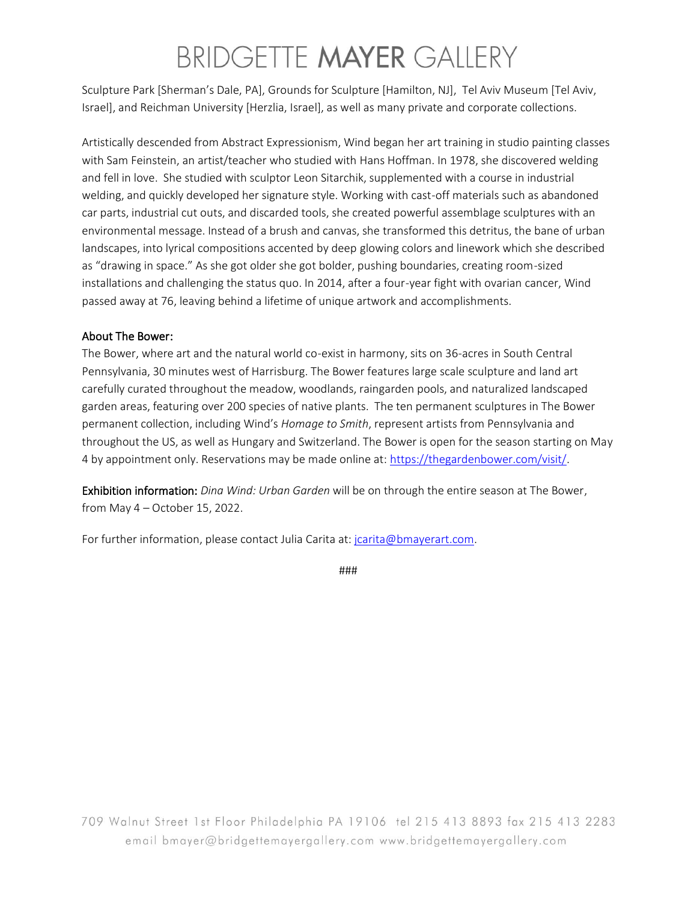Sculpture Park [Sherman's Dale, PA], Grounds for Sculpture [Hamilton, NJ], Tel Aviv Museum [Tel Aviv, Israel], and Reichman University [Herzlia, Israel], as well as many private and corporate collections.

Artistically descended from Abstract Expressionism, Wind began her art training in studio painting classes with Sam Feinstein, an artist/teacher who studied with Hans Hoffman. In 1978, she discovered welding and fell in love. She studied with sculptor Leon Sitarchik, supplemented with a course in industrial welding, and quickly developed her signature style. Working with cast-off materials such as abandoned car parts, industrial cut outs, and discarded tools, she created powerful assemblage sculptures with an environmental message. Instead of a brush and canvas, she transformed this detritus, the bane of urban landscapes, into lyrical compositions accented by deep glowing colors and linework which she described as "drawing in space." As she got older she got bolder, pushing boundaries, creating room-sized installations and challenging the status quo. In 2014, after a four-year fight with ovarian cancer, Wind passed away at 76, leaving behind a lifetime of unique artwork and accomplishments.

About The Bower:

The Bower, where art and the natural world co-exist in harmony, sits on 36-acres in South Central Pennsylvania, 30 minutes west of Harrisburg. The Bower features large scale sculpture and land art carefully curated throughout the meadow, woodlands, raingarden pools, and naturalized landscaped garden areas, featuring over 200 species of native plants. The ten permanent sculptures in The Bower permanent collection, including Wind's *Homage to Smith*, represent artists from Pennsylvania and throughout the US, as well as Hungary and Switzerland. The Bower is open for the season starting on May 4 by appointment only. Reservations may be made online at: https://thegardenbower.com/visit/.

Exhibition information: *Dina Wind: Urban Garden* will be on through the entire season at The Bower, from May 4 – October 15, 2022.

For further information, please contact Julia Carita at: jcarita@bmayerart.com.

###